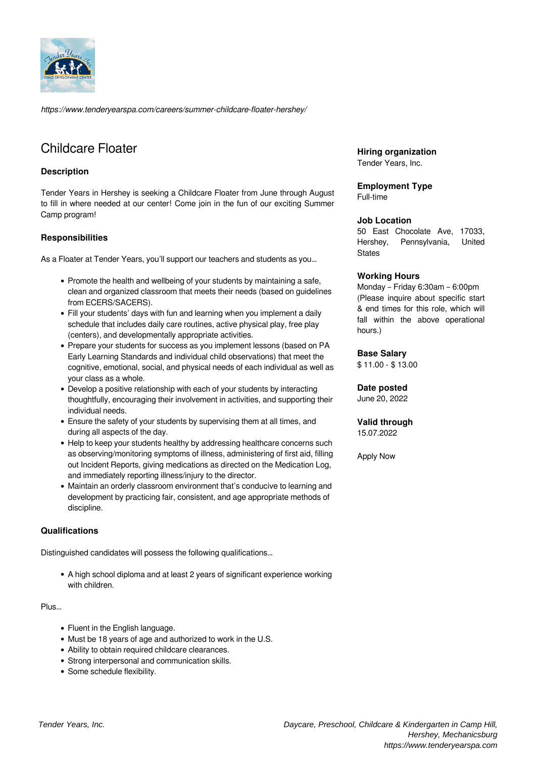*https://www.tenderyearspa.com/careers/summer-childcare-floater-hershey/*

# Childcare Floater

### Description

Tender Years in Hershey is seeking a Childcare Floater from June through August to fill in where needed at our center! Come join in the fun of our exciting Summer Camp program!

### Responsibilities

As a Floater at Tender Years, you'll support our teachers and students as you…

- Promote the health and wellbeing of your students by maintaining a safe, clean and organized classroom that meets their needs (based on guidelines from ECERS/SACERS).
- Fill your students' days with fun and learning when you implement a daily schedule that includes daily care routines, active physical play, free play (centers), and developmentally appropriate activities.
- Prepare your students for success as you implement lessons (based on PA Early Learning Standards and individual child observations) that meet the cognitive, emotional, social, and physical needs of each individual as well as your class as a whole.
- Develop a positive relationship with each of your students by interacting thoughtfully, encouraging their involvement in activities, and supporting their individual needs.
- Ensure the safety of your students by supervising them at all times, and during all aspects of the day.
- Help to keep your students healthy by addressing healthcare concerns such as observing/monitoring symptoms of illness, administering of first aid, filling out Incident Reports, giving medications as directed on the Medication Log, and immediately reporting illness/injury to the director.
- Maintain an orderly classroom environment that's conducive to learning and development by practicing fair, consistent, and age appropriate methods of discipline.

### Qualifications

Distinguished candidates will possess the following qualifications…

- A high school diploma and at least 2 years of significant experience working with children.

Plus…

- Fluent in the English language.
- Must be 18 years of age and authorized to work in the U.S.
- Ability to obtain required childcare clearances.
- Strong interpersonal and communication skills.
- Some schedule flexibility.

**Hiring organization**
Tender Years, Inc.

**Employment Type**
Full-time

**Job Location**
50 East Chocolate Ave, 17033, Hershey, Pennsylvania, United States

**Working Hours**
Monday – Friday 6:30am – 6:00pm (Please inquire about specific start & end times for this role, which will fall within the above operational hours.)

**Base Salary**
$ 11.00 - $ 13.00

**Date posted**
June 20, 2022

**Valid through**
15.07.2022

Apply Now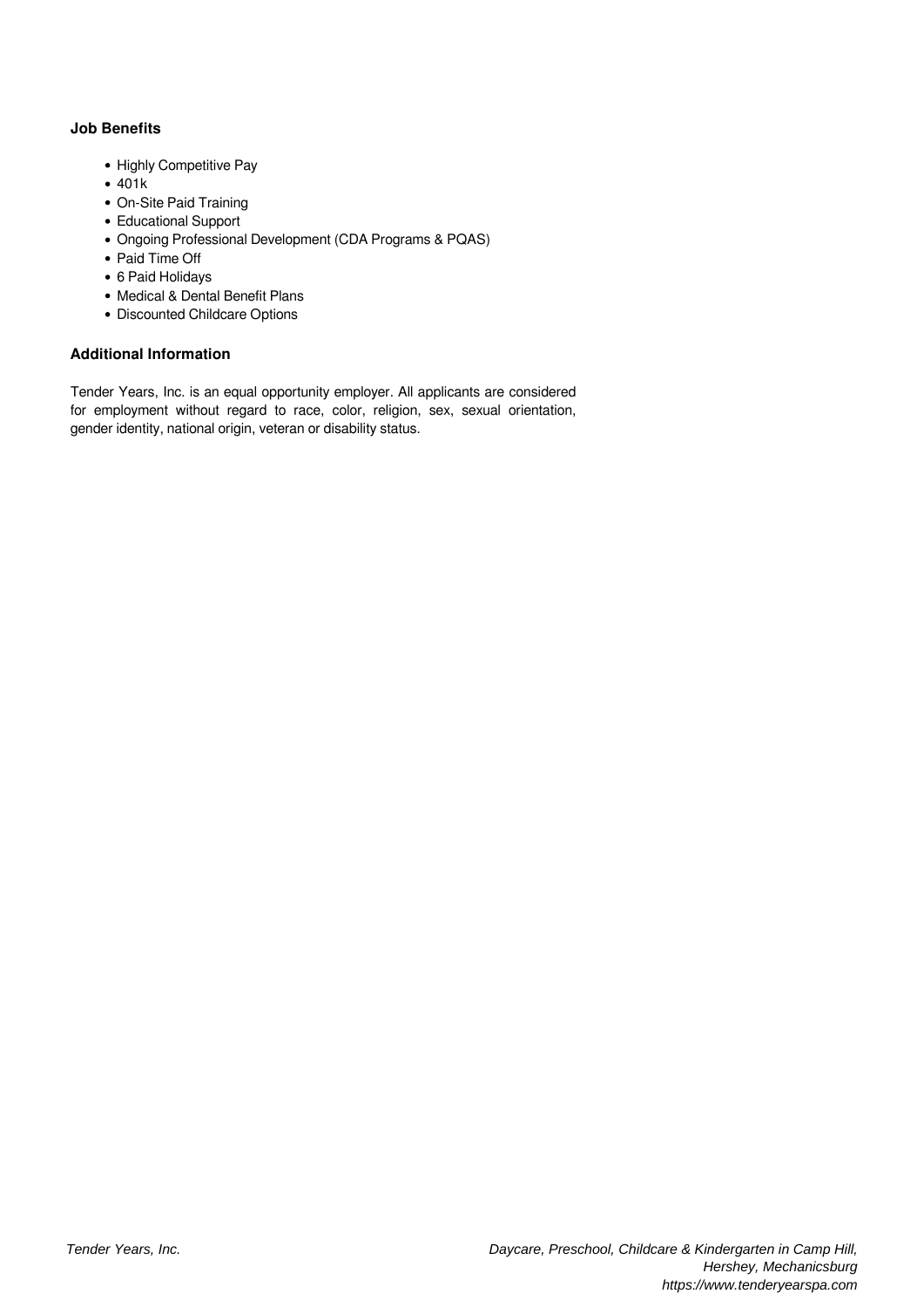### Job Benefits

- Highly Competitive Pay
- 401k
- On-Site Paid Training
- Educational Support
- Ongoing Professional Development (CDA Programs & PQAS)
- Paid Time Off
- 6 Paid Holidays
- Medical & Dental Benefit Plans
- Discounted Childcare Options

### Additional Information

Tender Years, Inc. is an equal opportunity employer. All applicants are considered for employment without regard to race, color, religion, sex, sexual orientation, gender identity, national origin, veteran or disability status.